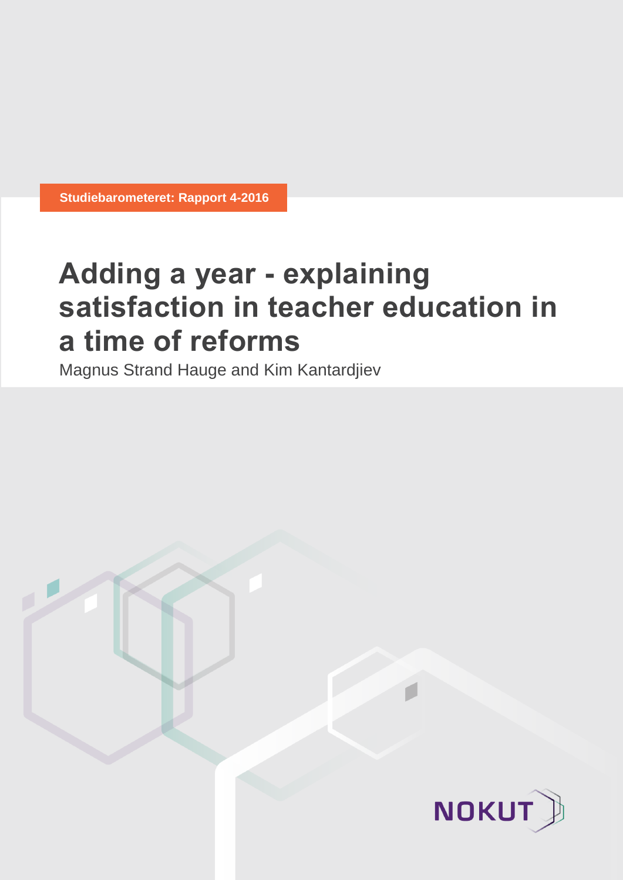**Studiebarometeret: Rapport 4-2016**

# Adding a year - explaining satisfaction in teacher education in a time of reforms

Magnus Strand Hauge and Kim Kantardjiev

NOKUT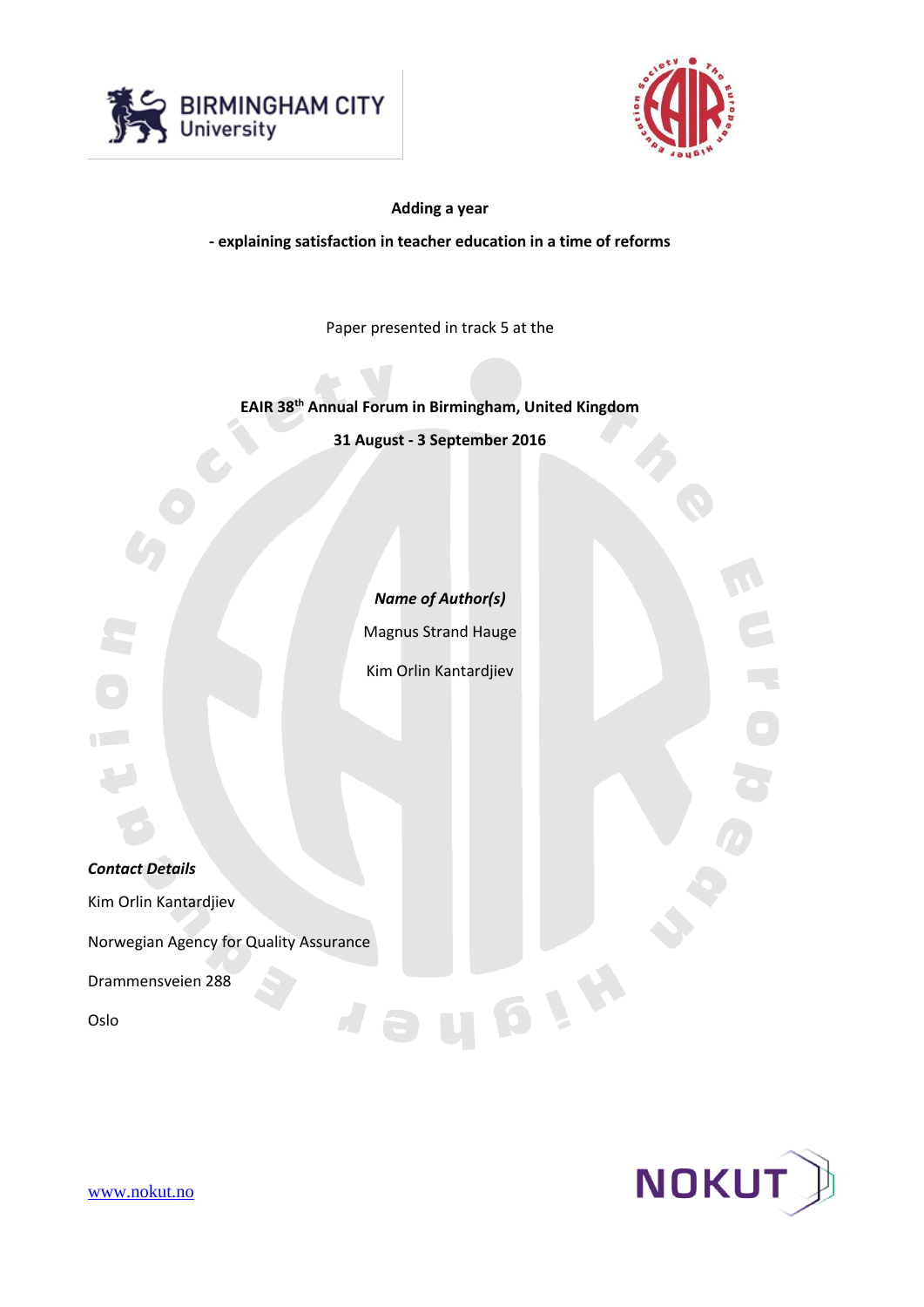**Adding a year**

**- explaining satisfaction in teacher education in a time of reforms**

Paper presented in track 5 at the

**EAIR 38th Annual Forum in Birmingham, United Kingdom**

**31 August - 3 September 2016**

***Name of Author(s)***

Magnus Strand Hauge

Kim Orlin Kantardjiev

***Contact Details***

Kim Orlin Kantardjiev

Norwegian Agency for Quality Assurance

Drammensveien 288

Oslo

www.nokut.no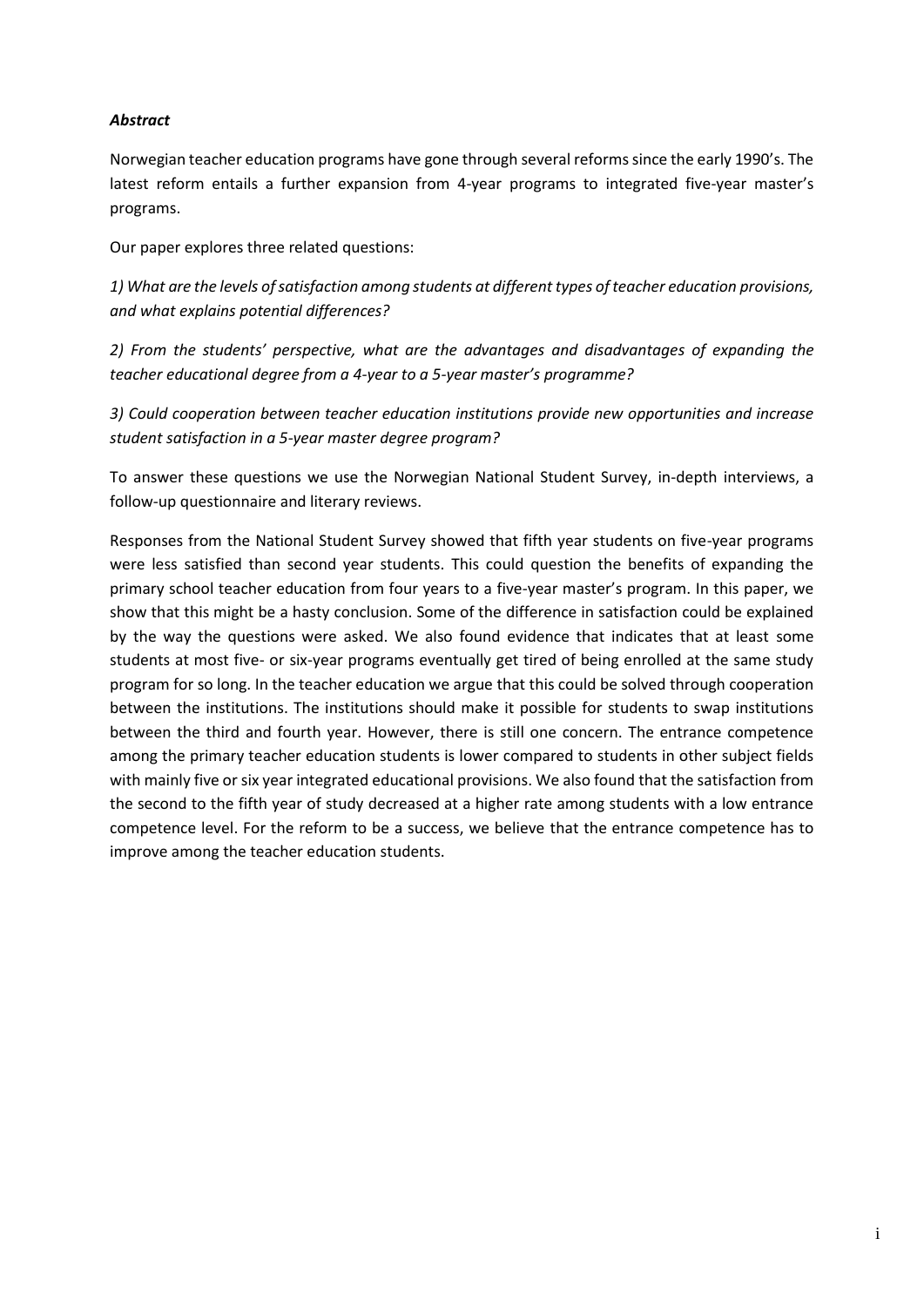***Abstract***

Norwegian teacher education programs have gone through several reforms since the early 1990's. The latest reform entails a further expansion from 4-year programs to integrated five-year master's programs.

Our paper explores three related questions:

*1) What are the levels of satisfaction among students at different types of teacher education provisions, and what explains potential differences?*

*2) From the students' perspective, what are the advantages and disadvantages of expanding the teacher educational degree from a 4-year to a 5-year master's programme?*

*3) Could cooperation between teacher education institutions provide new opportunities and increase student satisfaction in a 5-year master degree program?*

To answer these questions we use the Norwegian National Student Survey, in-depth interviews, a follow-up questionnaire and literary reviews.

Responses from the National Student Survey showed that fifth year students on five-year programs were less satisfied than second year students. This could question the benefits of expanding the primary school teacher education from four years to a five-year master's program. In this paper, we show that this might be a hasty conclusion. Some of the difference in satisfaction could be explained by the way the questions were asked. We also found evidence that indicates that at least some students at most five- or six-year programs eventually get tired of being enrolled at the same study program for so long. In the teacher education we argue that this could be solved through cooperation between the institutions. The institutions should make it possible for students to swap institutions between the third and fourth year. However, there is still one concern. The entrance competence among the primary teacher education students is lower compared to students in other subject fields with mainly five or six year integrated educational provisions. We also found that the satisfaction from the second to the fifth year of study decreased at a higher rate among students with a low entrance competence level. For the reform to be a success, we believe that the entrance competence has to improve among the teacher education students.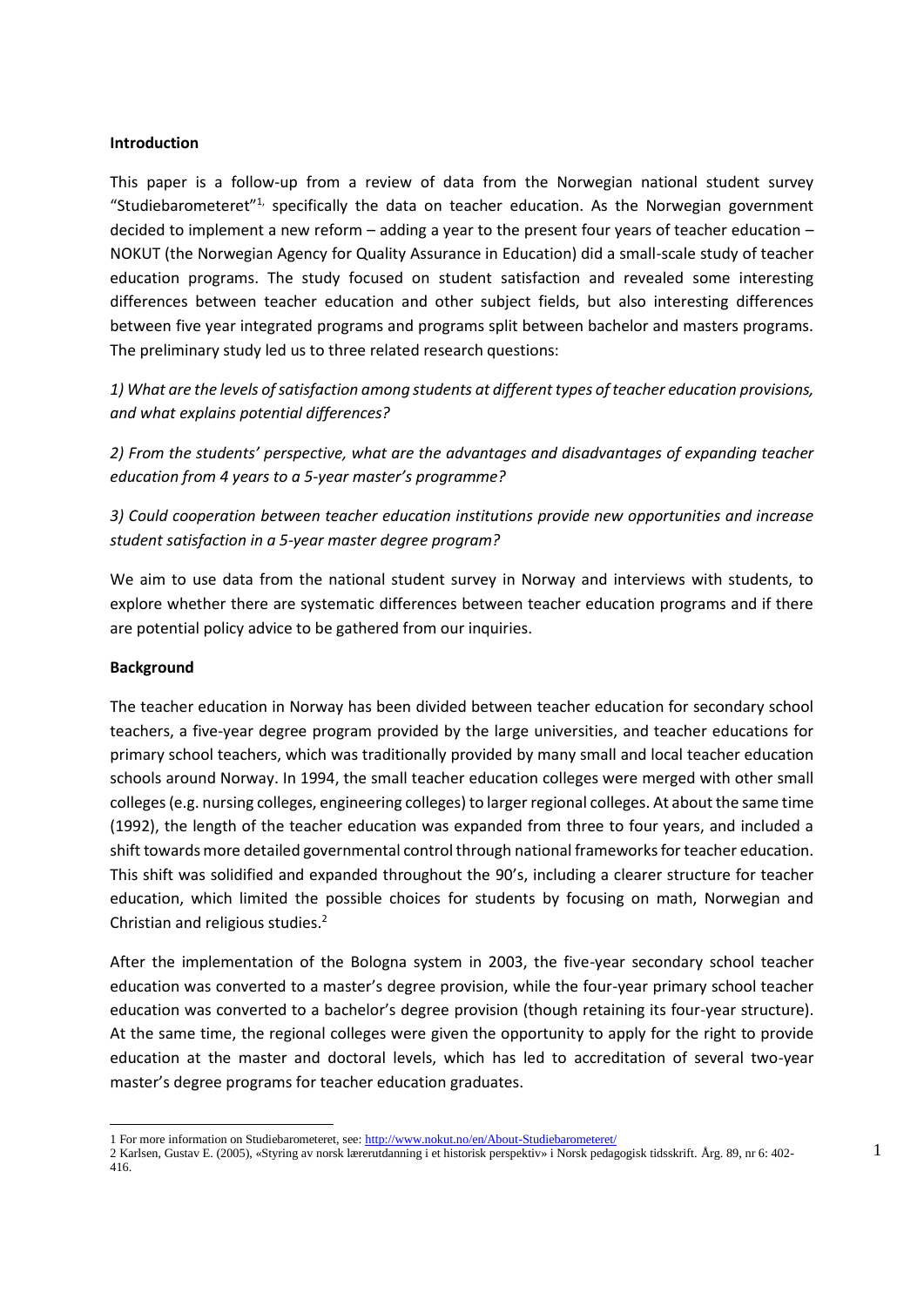**Introduction**

This paper is a follow-up from a review of data from the Norwegian national student survey "Studiebarometeret"[1], specifically the data on teacher education. As the Norwegian government decided to implement a new reform – adding a year to the present four years of teacher education – NOKUT (the Norwegian Agency for Quality Assurance in Education) did a small-scale study of teacher education programs. The study focused on student satisfaction and revealed some interesting differences between teacher education and other subject fields, but also interesting differences between five year integrated programs and programs split between bachelor and masters programs. The preliminary study led us to three related research questions:

*1) What are the levels of satisfaction among students at different types of teacher education provisions, and what explains potential differences?*

*2) From the students' perspective, what are the advantages and disadvantages of expanding teacher education from 4 years to a 5-year master's programme?*

*3) Could cooperation between teacher education institutions provide new opportunities and increase student satisfaction in a 5-year master degree program?*

We aim to use data from the national student survey in Norway and interviews with students, to explore whether there are systematic differences between teacher education programs and if there are potential policy advice to be gathered from our inquiries.

**Background**

The teacher education in Norway has been divided between teacher education for secondary school teachers, a five-year degree program provided by the large universities, and teacher educations for primary school teachers, which was traditionally provided by many small and local teacher education schools around Norway. In 1994, the small teacher education colleges were merged with other small colleges (e.g. nursing colleges, engineering colleges) to larger regional colleges. At about the same time (1992), the length of the teacher education was expanded from three to four years, and included a shift towards more detailed governmental control through national frameworks for teacher education. This shift was solidified and expanded throughout the 90's, including a clearer structure for teacher education, which limited the possible choices for students by focusing on math, Norwegian and Christian and religious studies.[2]

After the implementation of the Bologna system in 2003, the five-year secondary school teacher education was converted to a master's degree provision, while the four-year primary school teacher education was converted to a bachelor's degree provision (though retaining its four-year structure). At the same time, the regional colleges were given the opportunity to apply for the right to provide education at the master and doctoral levels, which has led to accreditation of several two-year master's degree programs for teacher education graduates.

---

1 For more information on Studiebarometeret, see: http://www.nokut.no/en/About-Studiebarometeret/

2 Karlsen, Gustav E. (2005), «Styring av norsk lærerutdanning i et historisk perspektiv» i Norsk pedagogisk tidsskrift. Årg. 89, nr 6: 402-416.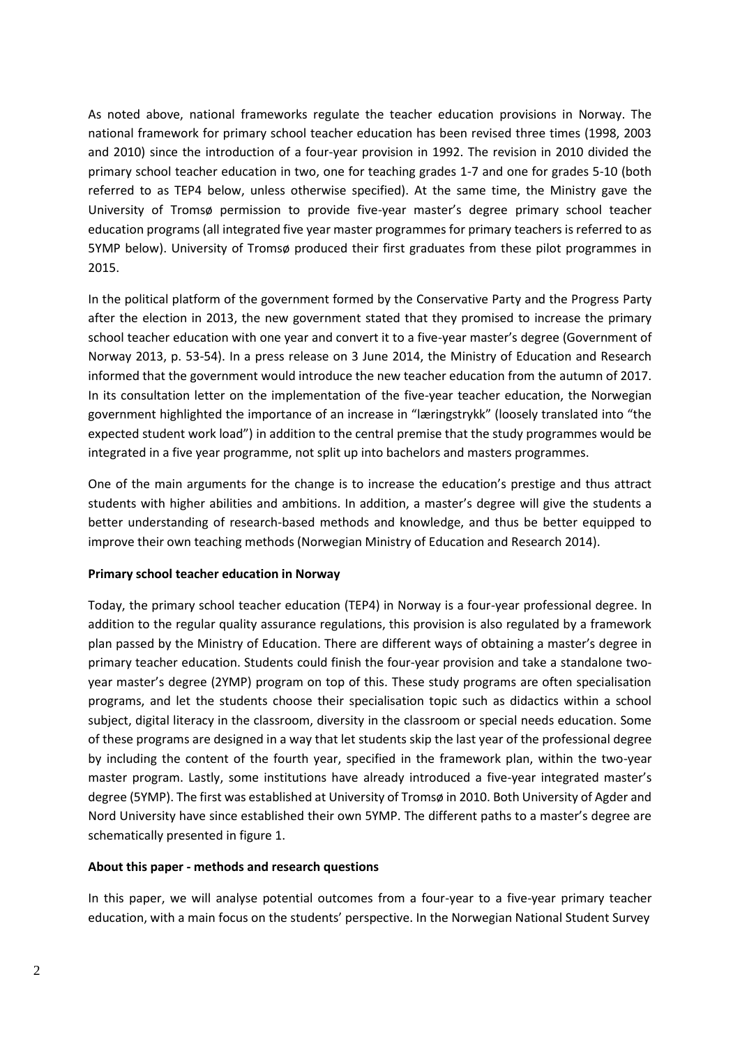As noted above, national frameworks regulate the teacher education provisions in Norway. The national framework for primary school teacher education has been revised three times (1998, 2003 and 2010) since the introduction of a four-year provision in 1992. The revision in 2010 divided the primary school teacher education in two, one for teaching grades 1-7 and one for grades 5-10 (both referred to as TEP4 below, unless otherwise specified). At the same time, the Ministry gave the University of Tromsø permission to provide five-year master's degree primary school teacher education programs (all integrated five year master programmes for primary teachers is referred to as 5YMP below). University of Tromsø produced their first graduates from these pilot programmes in 2015.

In the political platform of the government formed by the Conservative Party and the Progress Party after the election in 2013, the new government stated that they promised to increase the primary school teacher education with one year and convert it to a five-year master's degree (Government of Norway 2013, p. 53-54). In a press release on 3 June 2014, the Ministry of Education and Research informed that the government would introduce the new teacher education from the autumn of 2017. In its consultation letter on the implementation of the five-year teacher education, the Norwegian government highlighted the importance of an increase in "læringstrykk" (loosely translated into "the expected student work load") in addition to the central premise that the study programmes would be integrated in a five year programme, not split up into bachelors and masters programmes.

One of the main arguments for the change is to increase the education's prestige and thus attract students with higher abilities and ambitions. In addition, a master's degree will give the students a better understanding of research-based methods and knowledge, and thus be better equipped to improve their own teaching methods (Norwegian Ministry of Education and Research 2014).

**Primary school teacher education in Norway**

Today, the primary school teacher education (TEP4) in Norway is a four-year professional degree. In addition to the regular quality assurance regulations, this provision is also regulated by a framework plan passed by the Ministry of Education. There are different ways of obtaining a master's degree in primary teacher education. Students could finish the four-year provision and take a standalone two-year master's degree (2YMP) program on top of this. These study programs are often specialisation programs, and let the students choose their specialisation topic such as didactics within a school subject, digital literacy in the classroom, diversity in the classroom or special needs education. Some of these programs are designed in a way that let students skip the last year of the professional degree by including the content of the fourth year, specified in the framework plan, within the two-year master program. Lastly, some institutions have already introduced a five-year integrated master's degree (5YMP). The first was established at University of Tromsø in 2010. Both University of Agder and Nord University have since established their own 5YMP. The different paths to a master's degree are schematically presented in figure 1.

**About this paper - methods and research questions**

In this paper, we will analyse potential outcomes from a four-year to a five-year primary teacher education, with a main focus on the students' perspective. In the Norwegian National Student Survey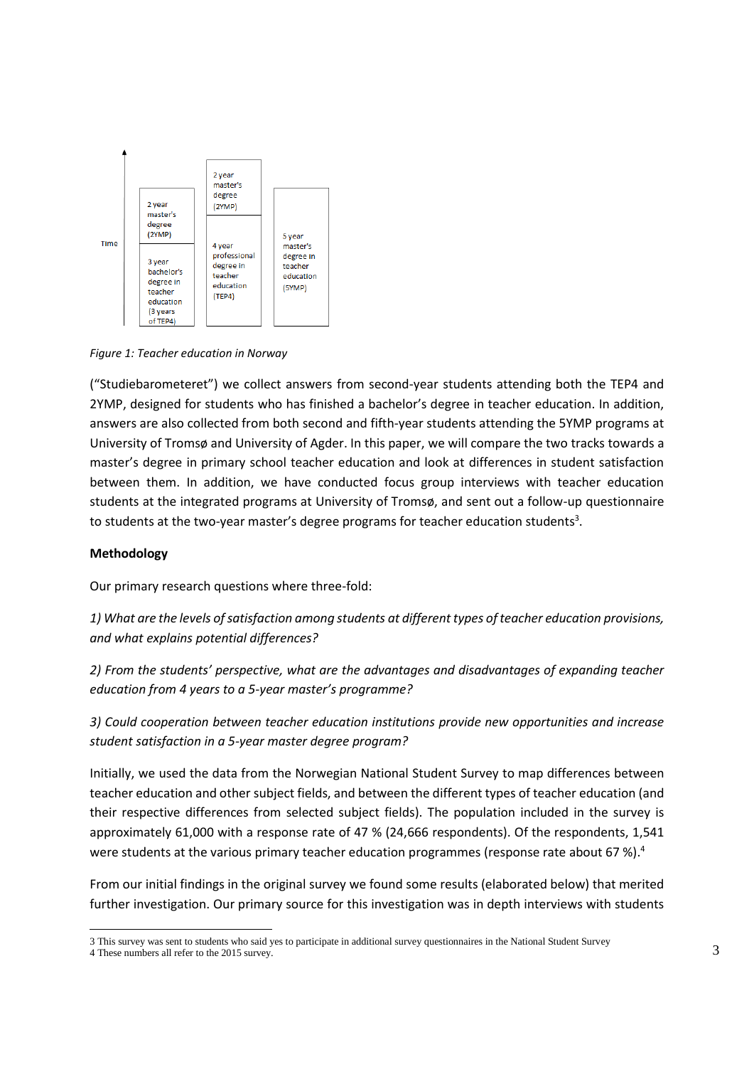Time

| 2 year master's degree (2YMP) | 2 year master's degree (2YMP) | 5 year master's degree in teacher education (5YMP) |
| --- | --- | --- |
| 3 year bachelor's degree in teacher education (3 years of TEP4) | 4 year professional degree in teacher education (TEP4) | |

*Figure 1: Teacher education in Norway*

("Studiebarometeret") we collect answers from second-year students attending both the TEP4 and 2YMP, designed for students who has finished a bachelor's degree in teacher education. In addition, answers are also collected from both second and fifth-year students attending the 5YMP programs at University of Tromsø and University of Agder. In this paper, we will compare the two tracks towards a master's degree in primary school teacher education and look at differences in student satisfaction between them. In addition, we have conducted focus group interviews with teacher education students at the integrated programs at University of Tromsø, and sent out a follow-up questionnaire to students at the two-year master's degree programs for teacher education students[3].

**Methodology**

Our primary research questions where three-fold:

*1) What are the levels of satisfaction among students at different types of teacher education provisions, and what explains potential differences?*

*2) From the students' perspective, what are the advantages and disadvantages of expanding teacher education from 4 years to a 5-year master's programme?*

*3) Could cooperation between teacher education institutions provide new opportunities and increase student satisfaction in a 5-year master degree program?*

Initially, we used the data from the Norwegian National Student Survey to map differences between teacher education and other subject fields, and between the different types of teacher education (and their respective differences from selected subject fields). The population included in the survey is approximately 61,000 with a response rate of 47 % (24,666 respondents). Of the respondents, 1,541 were students at the various primary teacher education programmes (response rate about 67 %).[4]

From our initial findings in the original survey we found some results (elaborated below) that merited further investigation. Our primary source for this investigation was in depth interviews with students

3 This survey was sent to students who said yes to participate in additional survey questionnaires in the National Student Survey
4 These numbers all refer to the 2015 survey.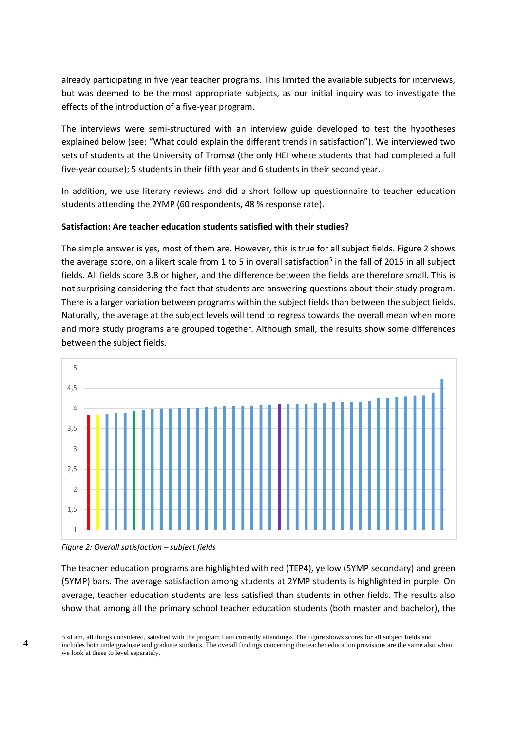already participating in five year teacher programs. This limited the available subjects for interviews, but was deemed to be the most appropriate subjects, as our initial inquiry was to investigate the effects of the introduction of a five-year program.

The interviews were semi-structured with an interview guide developed to test the hypotheses explained below (see: "What could explain the different trends in satisfaction"). We interviewed two sets of students at the University of Tromsø (the only HEI where students that had completed a full five-year course); 5 students in their fifth year and 6 students in their second year.

In addition, we use literary reviews and did a short follow up questionnaire to teacher education students attending the 2YMP (60 respondents, 48 % response rate).

**Satisfaction: Are teacher education students satisfied with their studies?**

The simple answer is yes, most of them are. However, this is true for all subject fields. Figure 2 shows the average score, on a likert scale from 1 to 5 in overall satisfaction[5] in the fall of 2015 in all subject fields. All fields score 3.8 or higher, and the difference between the fields are therefore small. This is not surprising considering the fact that students are answering questions about their study program. There is a larger variation between programs within the subject fields than between the subject fields. Naturally, the average at the subject levels will tend to regress towards the overall mean when more and more study programs are grouped together. Although small, the results show some differences between the subject fields.

*Figure 2: Overall satisfaction – subject fields*

The teacher education programs are highlighted with red (TEP4), yellow (5YMP secondary) and green (5YMP) bars. The average satisfaction among students at 2YMP students is highlighted in purple. On average, teacher education students are less satisfied than students in other fields. The results also show that among all the primary school teacher education students (both master and bachelor), the

5 «I am, all things considered, satisfied with the program I am currently attending». The figure shows scores for all subject fields and includes both undergraduate and graduate students. The overall findings concerning the teacher education provisions are the same also when we look at these to level separately.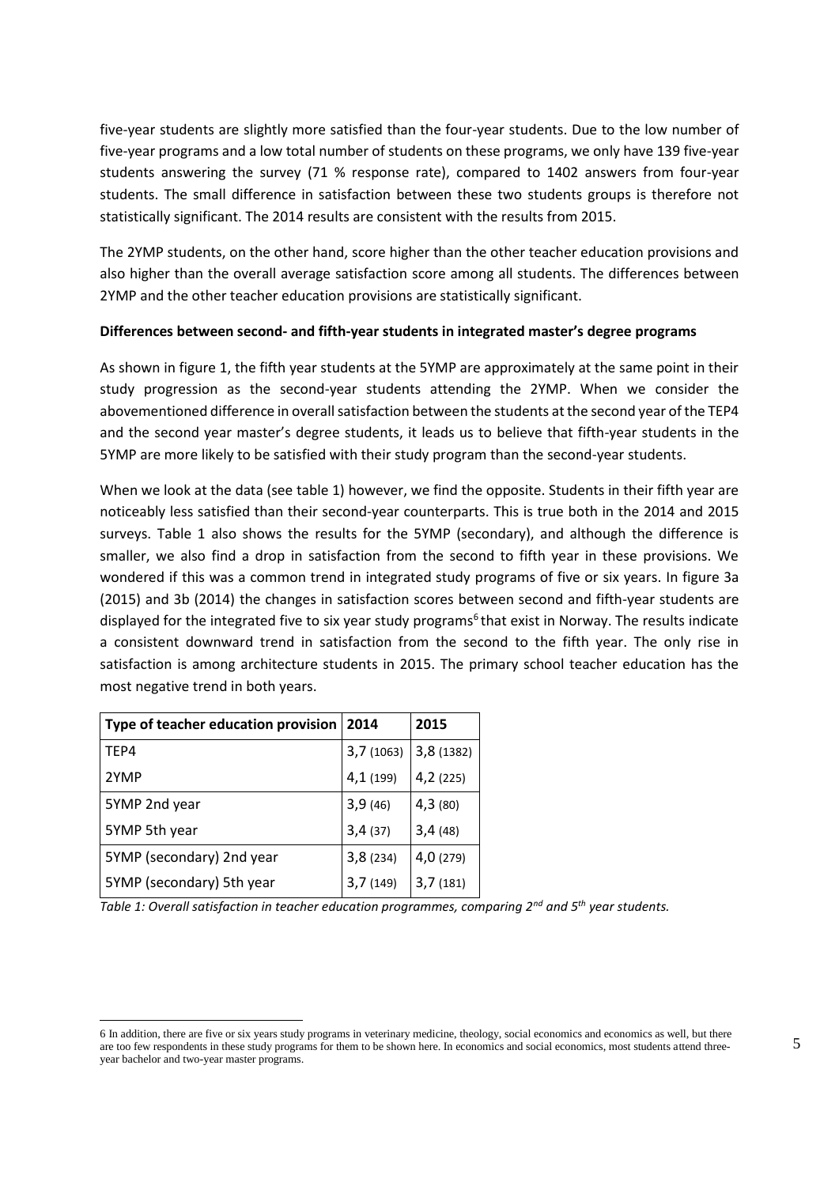five-year students are slightly more satisfied than the four-year students. Due to the low number of five-year programs and a low total number of students on these programs, we only have 139 five-year students answering the survey (71 % response rate), compared to 1402 answers from four-year students. The small difference in satisfaction between these two students groups is therefore not statistically significant. The 2014 results are consistent with the results from 2015.

The 2YMP students, on the other hand, score higher than the other teacher education provisions and also higher than the overall average satisfaction score among all students. The differences between 2YMP and the other teacher education provisions are statistically significant.

**Differences between second- and fifth-year students in integrated master's degree programs**

As shown in figure 1, the fifth year students at the 5YMP are approximately at the same point in their study progression as the second-year students attending the 2YMP. When we consider the abovementioned difference in overall satisfaction between the students at the second year of the TEP4 and the second year master's degree students, it leads us to believe that fifth-year students in the 5YMP are more likely to be satisfied with their study program than the second-year students.

When we look at the data (see table 1) however, we find the opposite. Students in their fifth year are noticeably less satisfied than their second-year counterparts. This is true both in the 2014 and 2015 surveys. Table 1 also shows the results for the 5YMP (secondary), and although the difference is smaller, we also find a drop in satisfaction from the second to fifth year in these provisions. We wondered if this was a common trend in integrated study programs of five or six years. In figure 3a (2015) and 3b (2014) the changes in satisfaction scores between second and fifth-year students are displayed for the integrated five to six year study programs[6] that exist in Norway. The results indicate a consistent downward trend in satisfaction from the second to the fifth year. The only rise in satisfaction is among architecture students in 2015. The primary school teacher education has the most negative trend in both years.

| Type of teacher education provision | 2014 | 2015 |
| --- | --- | --- |
| TEP4 | 3,7 (1063) | 3,8 (1382) |
| 2YMP | 4,1 (199) | 4,2 (225) |
| 5YMP 2nd year | 3,9 (46) | 4,3 (80) |
| 5YMP 5th year | 3,4 (37) | 3,4 (48) |
| 5YMP (secondary) 2nd year | 3,8 (234) | 4,0 (279) |
| 5YMP (secondary) 5th year | 3,7 (149) | 3,7 (181) |

*Table 1: Overall satisfaction in teacher education programmes, comparing 2nd and 5th year students.*

6 In addition, there are five or six years study programs in veterinary medicine, theology, social economics and economics as well, but there are too few respondents in these study programs for them to be shown here. In economics and social economics, most students attend three-year bachelor and two-year master programs.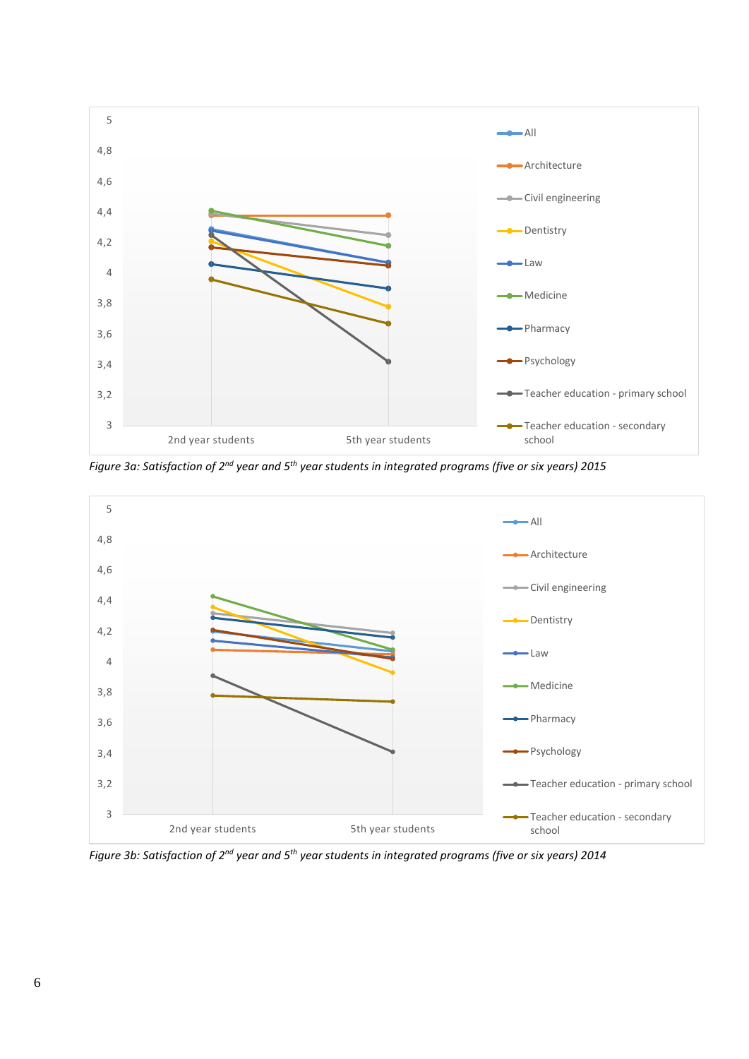Figure 3a: *Satisfaction of 2nd year and 5th year students in integrated programs (five or six years) 2015*

Figure 3b: *Satisfaction of 2nd year and 5th year students in integrated programs (five or six years) 2014*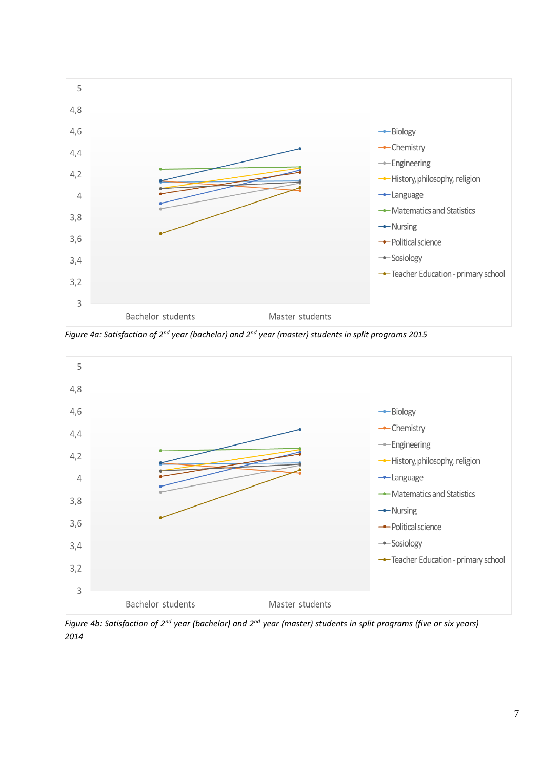Figure 4a: Satisfaction of 2nd year (bachelor) and 2nd year (master) students in split programs 2015

Figure 4b: Satisfaction of 2nd year (bachelor) and 2nd year (master) students in split programs (five or six years) 2014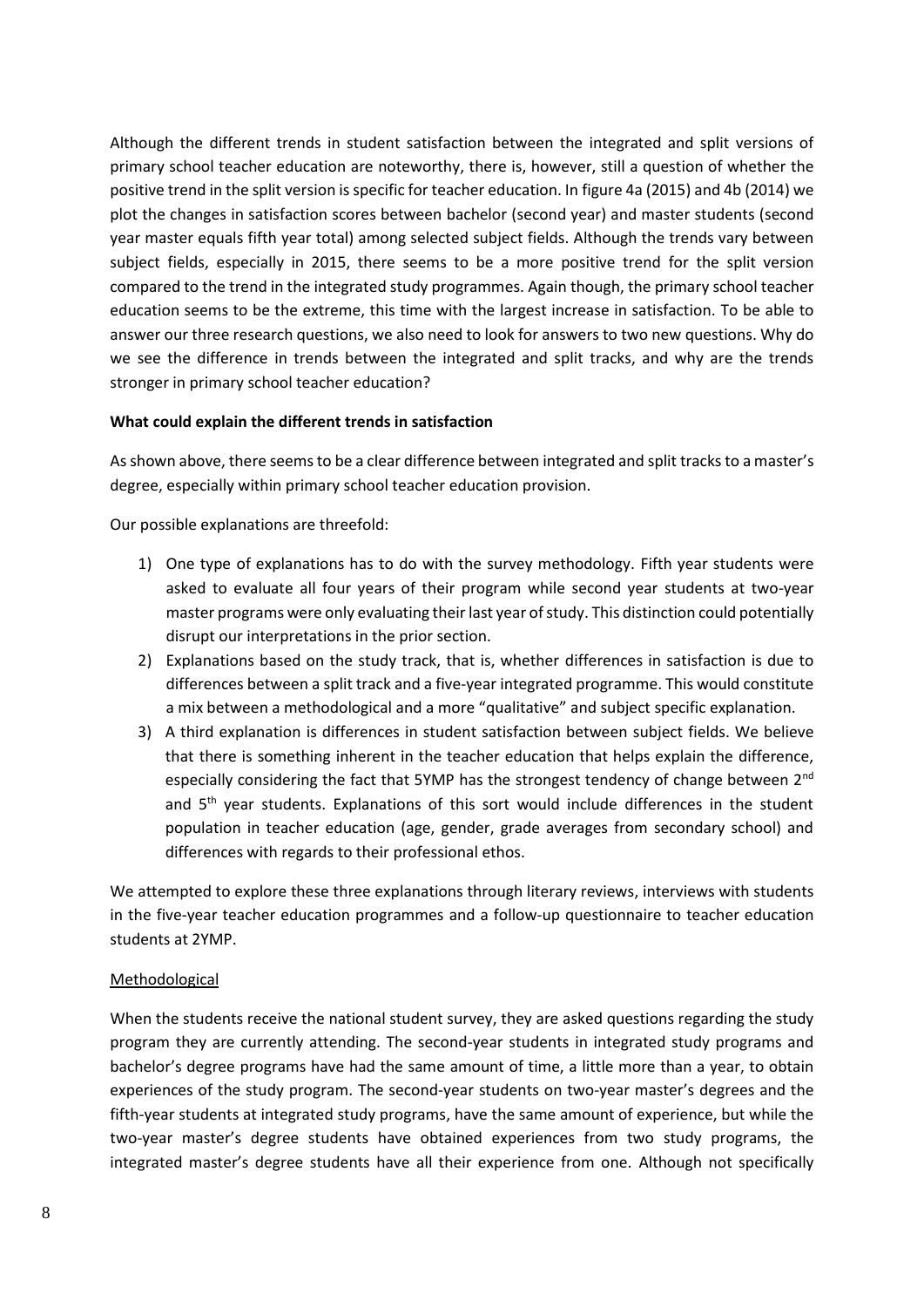Although the different trends in student satisfaction between the integrated and split versions of primary school teacher education are noteworthy, there is, however, still a question of whether the positive trend in the split version is specific for teacher education. In figure 4a (2015) and 4b (2014) we plot the changes in satisfaction scores between bachelor (second year) and master students (second year master equals fifth year total) among selected subject fields. Although the trends vary between subject fields, especially in 2015, there seems to be a more positive trend for the split version compared to the trend in the integrated study programmes. Again though, the primary school teacher education seems to be the extreme, this time with the largest increase in satisfaction. To be able to answer our three research questions, we also need to look for answers to two new questions. Why do we see the difference in trends between the integrated and split tracks, and why are the trends stronger in primary school teacher education?

**What could explain the different trends in satisfaction**

As shown above, there seems to be a clear difference between integrated and split tracks to a master's degree, especially within primary school teacher education provision.

Our possible explanations are threefold:

1) One type of explanations has to do with the survey methodology. Fifth year students were asked to evaluate all four years of their program while second year students at two-year master programs were only evaluating their last year of study. This distinction could potentially disrupt our interpretations in the prior section.
2) Explanations based on the study track, that is, whether differences in satisfaction is due to differences between a split track and a five-year integrated programme. This would constitute a mix between a methodological and a more "qualitative" and subject specific explanation.
3) A third explanation is differences in student satisfaction between subject fields. We believe that there is something inherent in the teacher education that helps explain the difference, especially considering the fact that 5YMP has the strongest tendency of change between 2nd and 5th year students. Explanations of this sort would include differences in the student population in teacher education (age, gender, grade averages from secondary school) and differences with regards to their professional ethos.

We attempted to explore these three explanations through literary reviews, interviews with students in the five-year teacher education programmes and a follow-up questionnaire to teacher education students at 2YMP.

Methodological

When the students receive the national student survey, they are asked questions regarding the study program they are currently attending. The second-year students in integrated study programs and bachelor's degree programs have had the same amount of time, a little more than a year, to obtain experiences of the study program. The second-year students on two-year master's degrees and the fifth-year students at integrated study programs, have the same amount of experience, but while the two-year master's degree students have obtained experiences from two study programs, the integrated master's degree students have all their experience from one. Although not specifically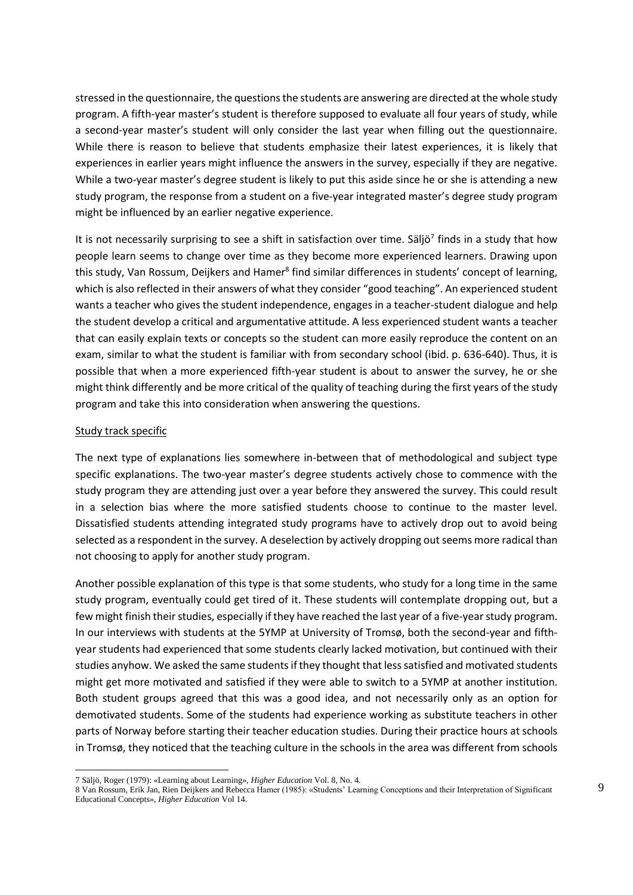stressed in the questionnaire, the questions the students are answering are directed at the whole study program. A fifth-year master's student is therefore supposed to evaluate all four years of study, while a second-year master's student will only consider the last year when filling out the questionnaire. While there is reason to believe that students emphasize their latest experiences, it is likely that experiences in earlier years might influence the answers in the survey, especially if they are negative. While a two-year master's degree student is likely to put this aside since he or she is attending a new study program, the response from a student on a five-year integrated master's degree study program might be influenced by an earlier negative experience.

It is not necessarily surprising to see a shift in satisfaction over time. Säljö[7] finds in a study that how people learn seems to change over time as they become more experienced learners. Drawing upon this study, Van Rossum, Deijkers and Hamer[8] find similar differences in students' concept of learning, which is also reflected in their answers of what they consider "good teaching". An experienced student wants a teacher who gives the student independence, engages in a teacher-student dialogue and help the student develop a critical and argumentative attitude. A less experienced student wants a teacher that can easily explain texts or concepts so the student can more easily reproduce the content on an exam, similar to what the student is familiar with from secondary school (ibid. p. 636-640). Thus, it is possible that when a more experienced fifth-year student is about to answer the survey, he or she might think differently and be more critical of the quality of teaching during the first years of the study program and take this into consideration when answering the questions.

Study track specific

The next type of explanations lies somewhere in-between that of methodological and subject type specific explanations. The two-year master's degree students actively chose to commence with the study program they are attending just over a year before they answered the survey. This could result in a selection bias where the more satisfied students choose to continue to the master level. Dissatisfied students attending integrated study programs have to actively drop out to avoid being selected as a respondent in the survey. A deselection by actively dropping out seems more radical than not choosing to apply for another study program.

Another possible explanation of this type is that some students, who study for a long time in the same study program, eventually could get tired of it. These students will contemplate dropping out, but a few might finish their studies, especially if they have reached the last year of a five-year study program. In our interviews with students at the 5YMP at University of Tromsø, both the second-year and fifth-year students had experienced that some students clearly lacked motivation, but continued with their studies anyhow. We asked the same students if they thought that less satisfied and motivated students might get more motivated and satisfied if they were able to switch to a 5YMP at another institution. Both student groups agreed that this was a good idea, and not necessarily only as an option for demotivated students. Some of the students had experience working as substitute teachers in other parts of Norway before starting their teacher education studies. During their practice hours at schools in Tromsø, they noticed that the teaching culture in the schools in the area was different from schools

---

7 Säljö, Roger (1979): «Learning about Learning», *Higher Education* Vol. 8, No. 4.

8 Van Rossum, Erik Jan, Rien Deijkers and Rebecca Hamer (1985): «Students' Learning Conceptions and their Interpretation of Significant Educational Concepts», *Higher Education* Vol 14.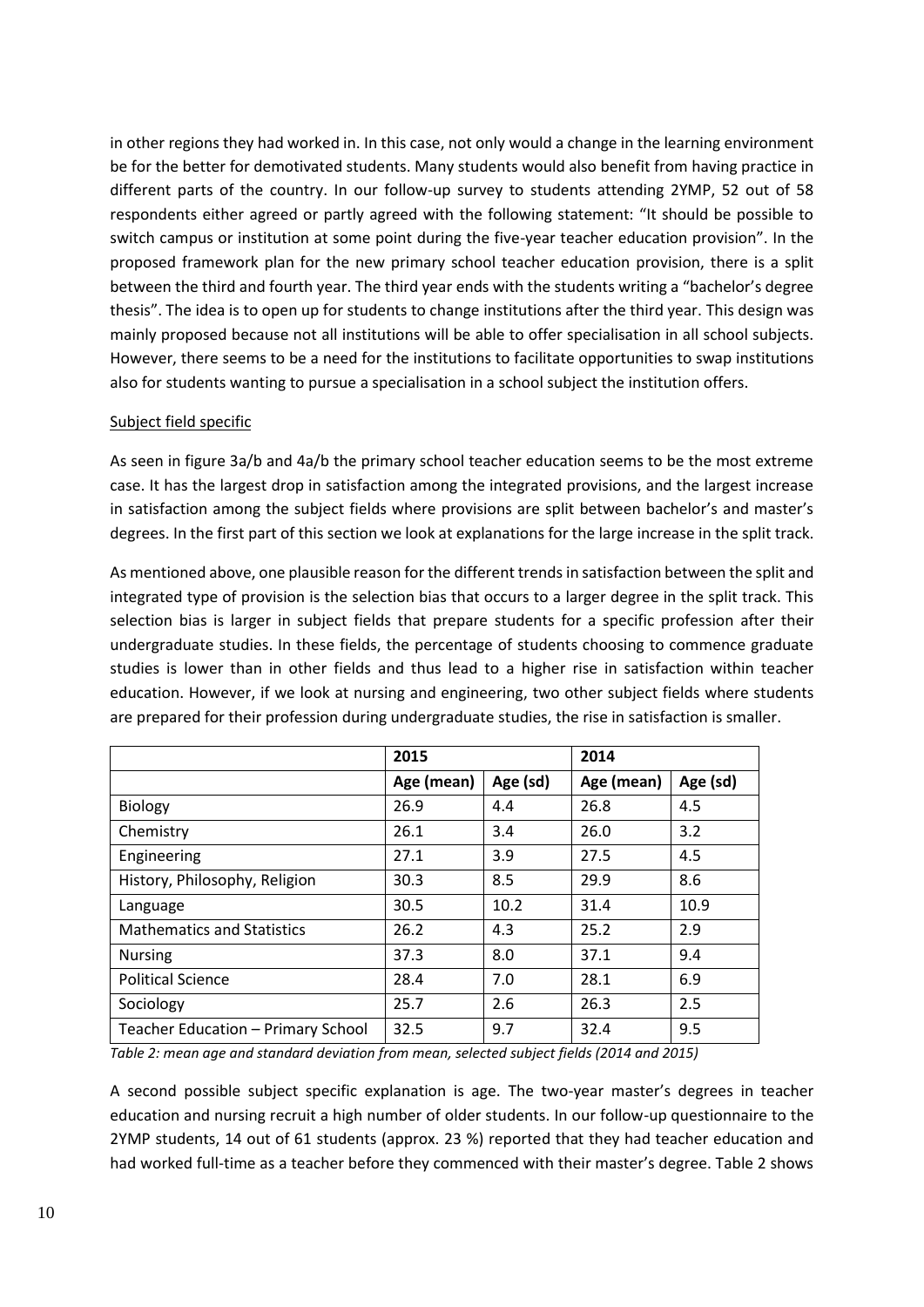in other regions they had worked in. In this case, not only would a change in the learning environment be for the better for demotivated students. Many students would also benefit from having practice in different parts of the country. In our follow-up survey to students attending 2YMP, 52 out of 58 respondents either agreed or partly agreed with the following statement: "It should be possible to switch campus or institution at some point during the five-year teacher education provision". In the proposed framework plan for the new primary school teacher education provision, there is a split between the third and fourth year. The third year ends with the students writing a "bachelor's degree thesis". The idea is to open up for students to change institutions after the third year. This design was mainly proposed because not all institutions will be able to offer specialisation in all school subjects. However, there seems to be a need for the institutions to facilitate opportunities to swap institutions also for students wanting to pursue a specialisation in a school subject the institution offers.

Subject field specific

As seen in figure 3a/b and 4a/b the primary school teacher education seems to be the most extreme case. It has the largest drop in satisfaction among the integrated provisions, and the largest increase in satisfaction among the subject fields where provisions are split between bachelor's and master's degrees. In the first part of this section we look at explanations for the large increase in the split track.

As mentioned above, one plausible reason for the different trends in satisfaction between the split and integrated type of provision is the selection bias that occurs to a larger degree in the split track. This selection bias is larger in subject fields that prepare students for a specific profession after their undergraduate studies. In these fields, the percentage of students choosing to commence graduate studies is lower than in other fields and thus lead to a higher rise in satisfaction within teacher education. However, if we look at nursing and engineering, two other subject fields where students are prepared for their profession during undergraduate studies, the rise in satisfaction is smaller.

| | 2015 | | 2014 | |
|---|---|---|---|---|
| | Age (mean) | Age (sd) | Age (mean) | Age (sd) |
| Biology | 26.9 | 4.4 | 26.8 | 4.5 |
| Chemistry | 26.1 | 3.4 | 26.0 | 3.2 |
| Engineering | 27.1 | 3.9 | 27.5 | 4.5 |
| History, Philosophy, Religion | 30.3 | 8.5 | 29.9 | 8.6 |
| Language | 30.5 | 10.2 | 31.4 | 10.9 |
| Mathematics and Statistics | 26.2 | 4.3 | 25.2 | 2.9 |
| Nursing | 37.3 | 8.0 | 37.1 | 9.4 |
| Political Science | 28.4 | 7.0 | 28.1 | 6.9 |
| Sociology | 25.7 | 2.6 | 26.3 | 2.5 |
| Teacher Education – Primary School | 32.5 | 9.7 | 32.4 | 9.5 |

*Table 2: mean age and standard deviation from mean, selected subject fields (2014 and 2015)*

A second possible subject specific explanation is age. The two-year master's degrees in teacher education and nursing recruit a high number of older students. In our follow-up questionnaire to the 2YMP students, 14 out of 61 students (approx. 23 %) reported that they had teacher education and had worked full-time as a teacher before they commenced with their master's degree. Table 2 shows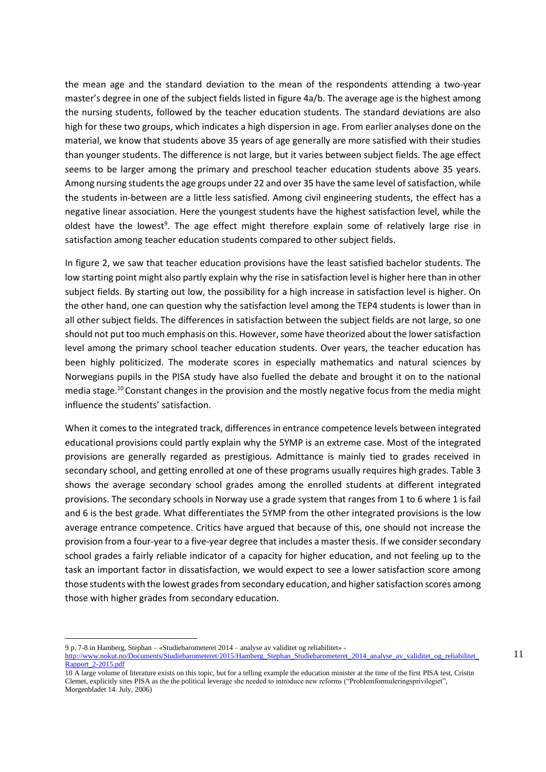the mean age and the standard deviation to the mean of the respondents attending a two-year master's degree in one of the subject fields listed in figure 4a/b. The average age is the highest among the nursing students, followed by the teacher education students. The standard deviations are also high for these two groups, which indicates a high dispersion in age. From earlier analyses done on the material, we know that students above 35 years of age generally are more satisfied with their studies than younger students. The difference is not large, but it varies between subject fields. The age effect seems to be larger among the primary and preschool teacher education students above 35 years. Among nursing students the age groups under 22 and over 35 have the same level of satisfaction, while the students in-between are a little less satisfied. Among civil engineering students, the effect has a negative linear association. Here the youngest students have the highest satisfaction level, while the oldest have the lowest[9]. The age effect might therefore explain some of relatively large rise in satisfaction among teacher education students compared to other subject fields.

In figure 2, we saw that teacher education provisions have the least satisfied bachelor students. The low starting point might also partly explain why the rise in satisfaction level is higher here than in other subject fields. By starting out low, the possibility for a high increase in satisfaction level is higher. On the other hand, one can question why the satisfaction level among the TEP4 students is lower than in all other subject fields. The differences in satisfaction between the subject fields are not large, so one should not put too much emphasis on this. However, some have theorized about the lower satisfaction level among the primary school teacher education students. Over years, the teacher education has been highly politicized. The moderate scores in especially mathematics and natural sciences by Norwegians pupils in the PISA study have also fuelled the debate and brought it on to the national media stage.[10] Constant changes in the provision and the mostly negative focus from the media might influence the students' satisfaction.

When it comes to the integrated track, differences in entrance competence levels between integrated educational provisions could partly explain why the 5YMP is an extreme case. Most of the integrated provisions are generally regarded as prestigious. Admittance is mainly tied to grades received in secondary school, and getting enrolled at one of these programs usually requires high grades. Table 3 shows the average secondary school grades among the enrolled students at different integrated provisions. The secondary schools in Norway use a grade system that ranges from 1 to 6 where 1 is fail and 6 is the best grade. What differentiates the 5YMP from the other integrated provisions is the low average entrance competence. Critics have argued that because of this, one should not increase the provision from a four-year to a five-year degree that includes a master thesis. If we consider secondary school grades a fairly reliable indicator of a capacity for higher education, and not feeling up to the task an important factor in dissatisfaction, we would expect to see a lower satisfaction score among those students with the lowest grades from secondary education, and higher satisfaction scores among those with higher grades from secondary education.

---

9 p. 7-8 in Hamberg, Stephan – «Studiebarometeret 2014 – analyse av validitet og reliabilitet» - http://www.nokut.no/Documents/Studiebarometeret/2015/Hamberg_Stephan_Studiebarometeret_2014_analyse_av_validitet_og_reliabilitet_Rapport_2-2015.pdf

10 A large volume of literature exists on this topic, but for a telling example the education minister at the time of the first PISA test, Cristin Clemet, explicitly sites PISA as the the political leverage she needed to introduce new reforms ("Problemformuleringsprivilegiet", Morgenbladet 14. July, 2006)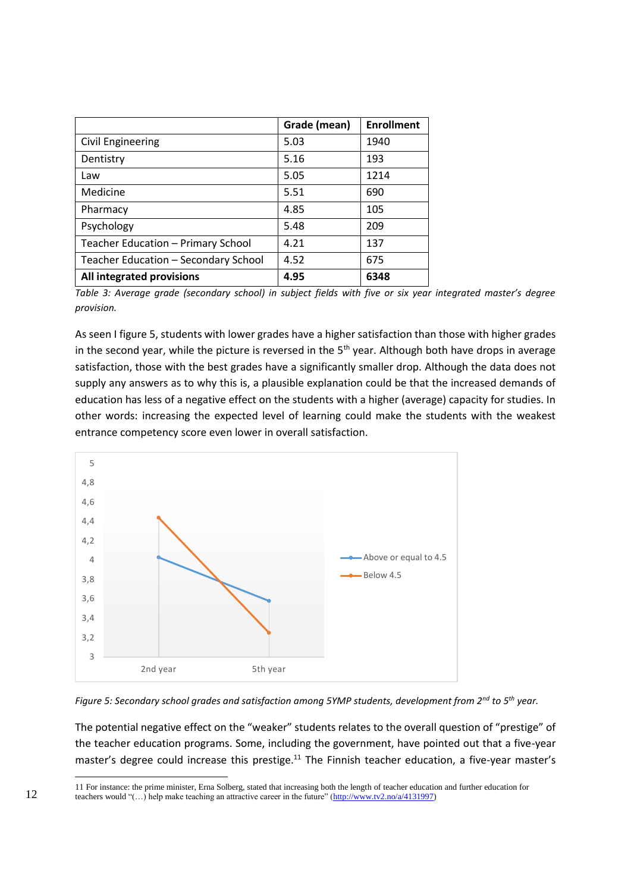| | Grade (mean) | Enrollment |
|---|---|---|
| Civil Engineering | 5.03 | 1940 |
| Dentistry | 5.16 | 193 |
| Law | 5.05 | 1214 |
| Medicine | 5.51 | 690 |
| Pharmacy | 4.85 | 105 |
| Psychology | 5.48 | 209 |
| Teacher Education – Primary School | 4.21 | 137 |
| Teacher Education – Secondary School | 4.52 | 675 |
| **All integrated provisions** | **4.95** | **6348** |

*Table 3: Average grade (secondary school) in subject fields with five or six year integrated master's degree provision.*

As seen I figure 5, students with lower grades have a higher satisfaction than those with higher grades in the second year, while the picture is reversed in the 5th year. Although both have drops in average satisfaction, those with the best grades have a significantly smaller drop. Although the data does not supply any answers as to why this is, a plausible explanation could be that the increased demands of education has less of a negative effect on the students with a higher (average) capacity for studies. In other words: increasing the expected level of learning could make the students with the weakest entrance competency score even lower in overall satisfaction.

*Figure 5: Secondary school grades and satisfaction among 5YMP students, development from 2nd to 5th year.*

The potential negative effect on the "weaker" students relates to the overall question of "prestige" of the teacher education programs. Some, including the government, have pointed out that a five-year master's degree could increase this prestige.[11] The Finnish teacher education, a five-year master's

---

11 For instance: the prime minister, Erna Solberg, stated that increasing both the length of teacher education and further education for teachers would "(…) help make teaching an attractive career in the future" (http://www.tv2.no/a/4131997)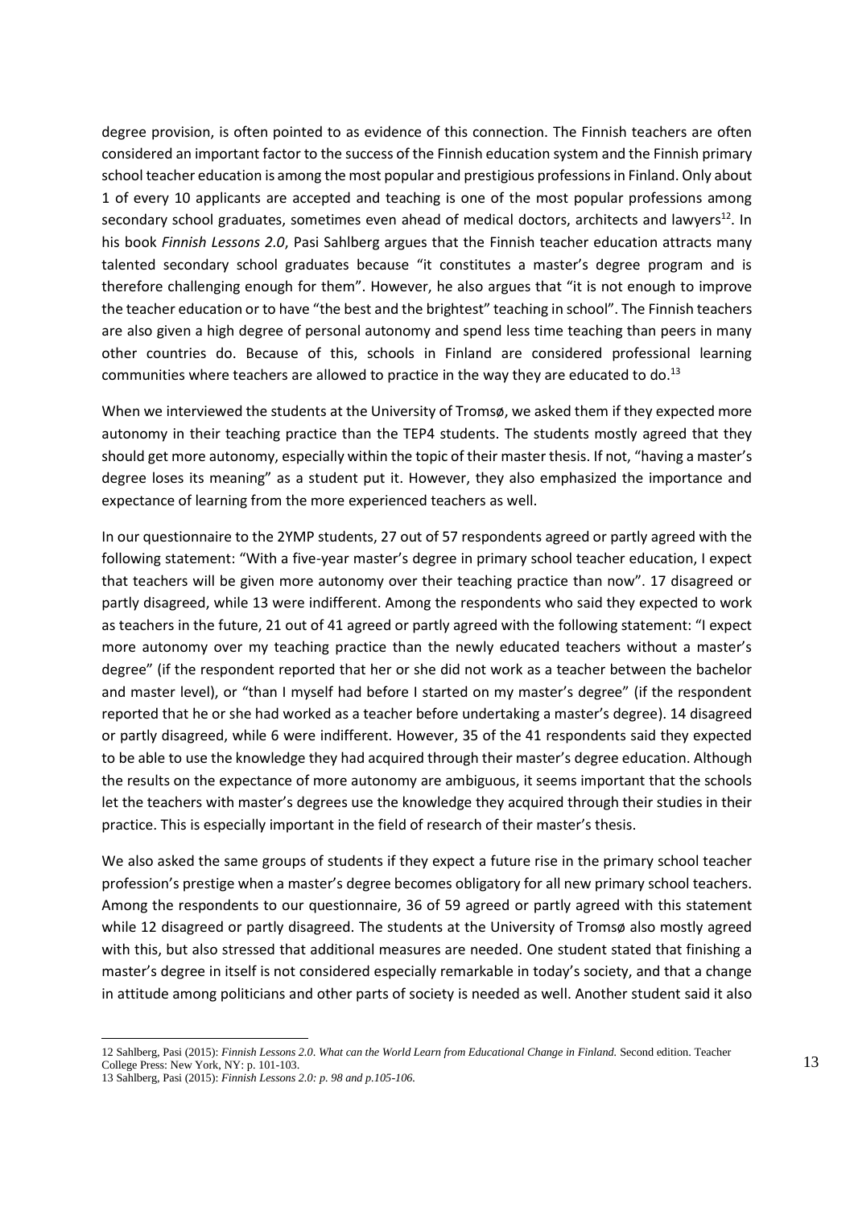degree provision, is often pointed to as evidence of this connection. The Finnish teachers are often considered an important factor to the success of the Finnish education system and the Finnish primary school teacher education is among the most popular and prestigious professions in Finland. Only about 1 of every 10 applicants are accepted and teaching is one of the most popular professions among secondary school graduates, sometimes even ahead of medical doctors, architects and lawyers[12]. In his book *Finnish Lessons 2.0*, Pasi Sahlberg argues that the Finnish teacher education attracts many talented secondary school graduates because "it constitutes a master's degree program and is therefore challenging enough for them". However, he also argues that "it is not enough to improve the teacher education or to have "the best and the brightest" teaching in school". The Finnish teachers are also given a high degree of personal autonomy and spend less time teaching than peers in many other countries do. Because of this, schools in Finland are considered professional learning communities where teachers are allowed to practice in the way they are educated to do.[13]

When we interviewed the students at the University of Tromsø, we asked them if they expected more autonomy in their teaching practice than the TEP4 students. The students mostly agreed that they should get more autonomy, especially within the topic of their master thesis. If not, "having a master's degree loses its meaning" as a student put it. However, they also emphasized the importance and expectance of learning from the more experienced teachers as well.

In our questionnaire to the 2YMP students, 27 out of 57 respondents agreed or partly agreed with the following statement: "With a five-year master's degree in primary school teacher education, I expect that teachers will be given more autonomy over their teaching practice than now". 17 disagreed or partly disagreed, while 13 were indifferent. Among the respondents who said they expected to work as teachers in the future, 21 out of 41 agreed or partly agreed with the following statement: "I expect more autonomy over my teaching practice than the newly educated teachers without a master's degree" (if the respondent reported that her or she did not work as a teacher between the bachelor and master level), or "than I myself had before I started on my master's degree" (if the respondent reported that he or she had worked as a teacher before undertaking a master's degree). 14 disagreed or partly disagreed, while 6 were indifferent. However, 35 of the 41 respondents said they expected to be able to use the knowledge they had acquired through their master's degree education. Although the results on the expectance of more autonomy are ambiguous, it seems important that the schools let the teachers with master's degrees use the knowledge they acquired through their studies in their practice. This is especially important in the field of research of their master's thesis.

We also asked the same groups of students if they expect a future rise in the primary school teacher profession's prestige when a master's degree becomes obligatory for all new primary school teachers. Among the respondents to our questionnaire, 36 of 59 agreed or partly agreed with this statement while 12 disagreed or partly disagreed. The students at the University of Tromsø also mostly agreed with this, but also stressed that additional measures are needed. One student stated that finishing a master's degree in itself is not considered especially remarkable in today's society, and that a change in attitude among politicians and other parts of society is needed as well. Another student said it also

---

12 Sahlberg, Pasi (2015): *Finnish Lessons 2.0. What can the World Learn from Educational Change in Finland.* Second edition. Teacher College Press: New York, NY: p. 101-103.

13 Sahlberg, Pasi (2015): *Finnish Lessons 2.0: p. 98 and p.105-106.*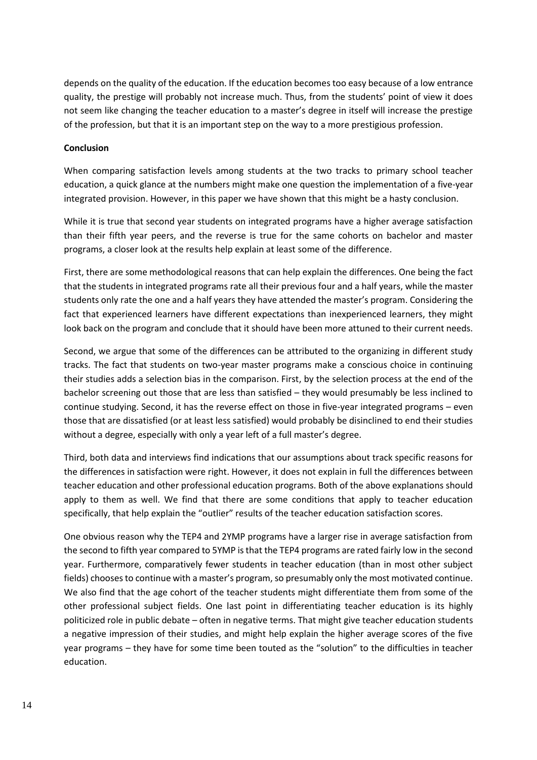depends on the quality of the education. If the education becomes too easy because of a low entrance quality, the prestige will probably not increase much. Thus, from the students' point of view it does not seem like changing the teacher education to a master's degree in itself will increase the prestige of the profession, but that it is an important step on the way to a more prestigious profession.

**Conclusion**

When comparing satisfaction levels among students at the two tracks to primary school teacher education, a quick glance at the numbers might make one question the implementation of a five-year integrated provision. However, in this paper we have shown that this might be a hasty conclusion.

While it is true that second year students on integrated programs have a higher average satisfaction than their fifth year peers, and the reverse is true for the same cohorts on bachelor and master programs, a closer look at the results help explain at least some of the difference.

First, there are some methodological reasons that can help explain the differences. One being the fact that the students in integrated programs rate all their previous four and a half years, while the master students only rate the one and a half years they have attended the master's program. Considering the fact that experienced learners have different expectations than inexperienced learners, they might look back on the program and conclude that it should have been more attuned to their current needs.

Second, we argue that some of the differences can be attributed to the organizing in different study tracks. The fact that students on two-year master programs make a conscious choice in continuing their studies adds a selection bias in the comparison. First, by the selection process at the end of the bachelor screening out those that are less than satisfied – they would presumably be less inclined to continue studying. Second, it has the reverse effect on those in five-year integrated programs – even those that are dissatisfied (or at least less satisfied) would probably be disinclined to end their studies without a degree, especially with only a year left of a full master's degree.

Third, both data and interviews find indications that our assumptions about track specific reasons for the differences in satisfaction were right. However, it does not explain in full the differences between teacher education and other professional education programs. Both of the above explanations should apply to them as well. We find that there are some conditions that apply to teacher education specifically, that help explain the "outlier" results of the teacher education satisfaction scores.

One obvious reason why the TEP4 and 2YMP programs have a larger rise in average satisfaction from the second to fifth year compared to 5YMP is that the TEP4 programs are rated fairly low in the second year. Furthermore, comparatively fewer students in teacher education (than in most other subject fields) chooses to continue with a master's program, so presumably only the most motivated continue. We also find that the age cohort of the teacher students might differentiate them from some of the other professional subject fields. One last point in differentiating teacher education is its highly politicized role in public debate – often in negative terms. That might give teacher education students a negative impression of their studies, and might help explain the higher average scores of the five year programs – they have for some time been touted as the "solution" to the difficulties in teacher education.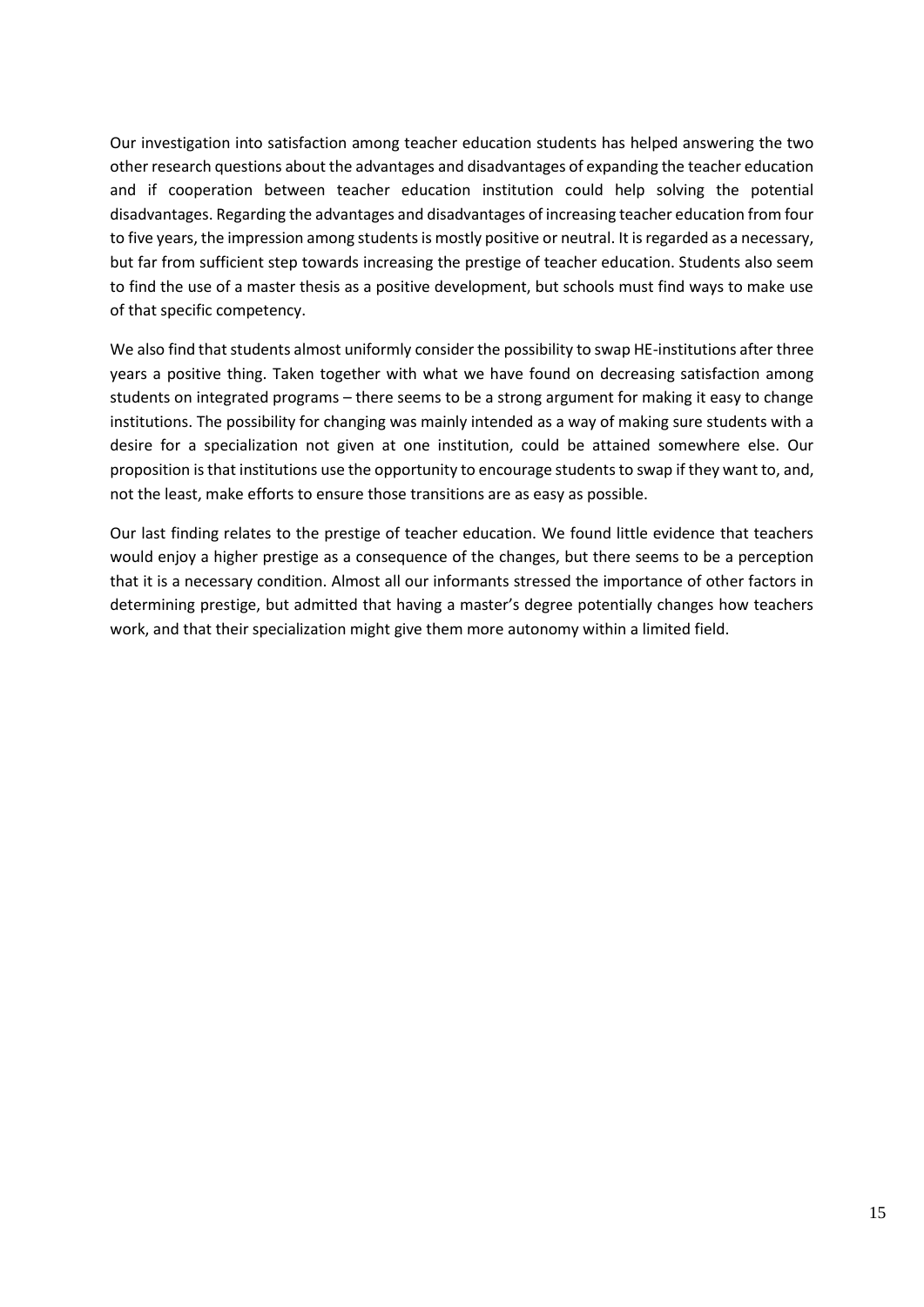Our investigation into satisfaction among teacher education students has helped answering the two other research questions about the advantages and disadvantages of expanding the teacher education and if cooperation between teacher education institution could help solving the potential disadvantages. Regarding the advantages and disadvantages of increasing teacher education from four to five years, the impression among students is mostly positive or neutral. It is regarded as a necessary, but far from sufficient step towards increasing the prestige of teacher education. Students also seem to find the use of a master thesis as a positive development, but schools must find ways to make use of that specific competency.

We also find that students almost uniformly consider the possibility to swap HE-institutions after three years a positive thing. Taken together with what we have found on decreasing satisfaction among students on integrated programs – there seems to be a strong argument for making it easy to change institutions. The possibility for changing was mainly intended as a way of making sure students with a desire for a specialization not given at one institution, could be attained somewhere else. Our proposition is that institutions use the opportunity to encourage students to swap if they want to, and, not the least, make efforts to ensure those transitions are as easy as possible.

Our last finding relates to the prestige of teacher education. We found little evidence that teachers would enjoy a higher prestige as a consequence of the changes, but there seems to be a perception that it is a necessary condition. Almost all our informants stressed the importance of other factors in determining prestige, but admitted that having a master's degree potentially changes how teachers work, and that their specialization might give them more autonomy within a limited field.